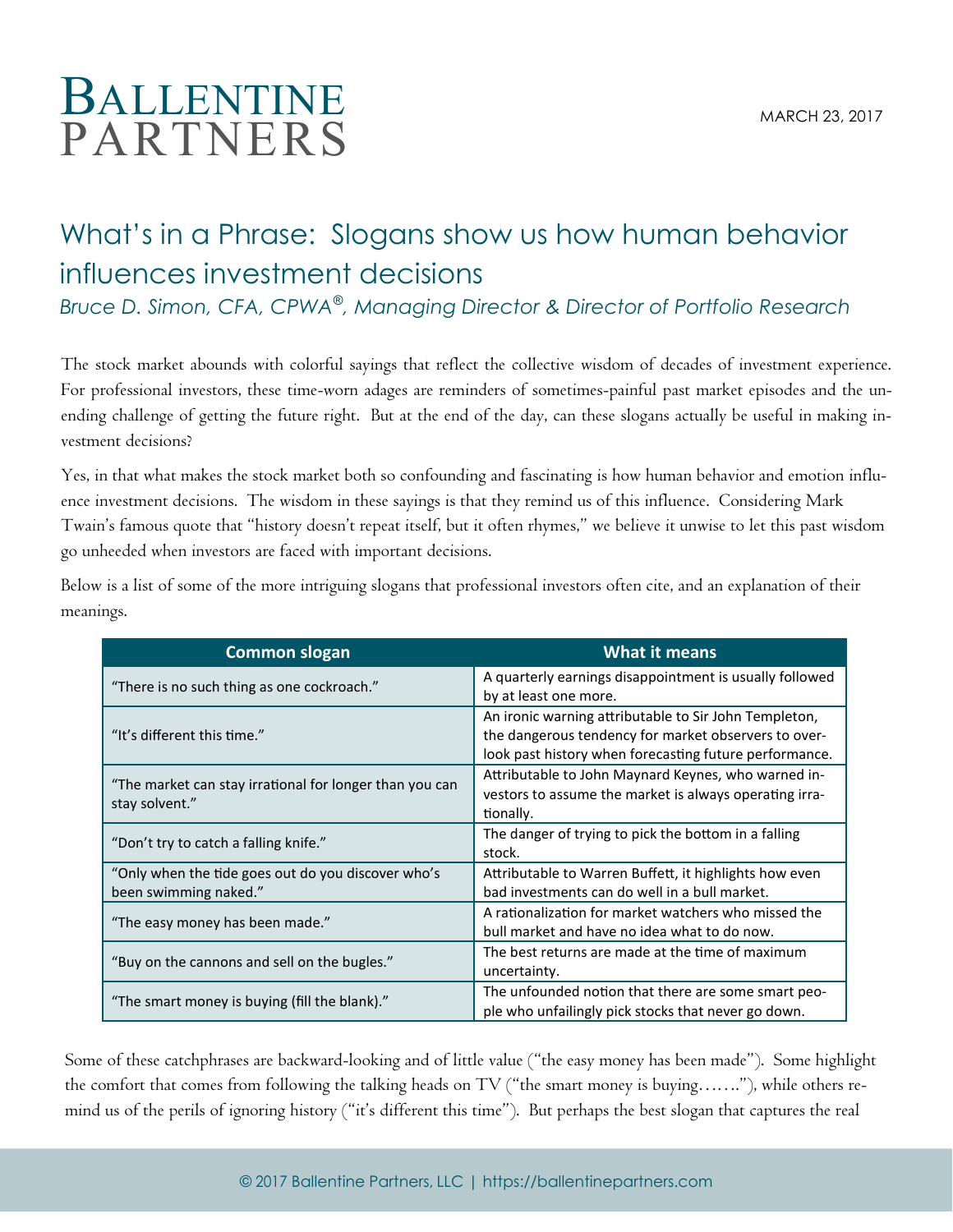# BALLENTINE PARTNERS

MARCH 23, 2017

## What's in a Phrase: Slogans show us how human behavior influences investment decisions

*Bruce D. Simon, CFA, CPWA®, Managing Director & Director of Portfolio Research*

The stock market abounds with colorful sayings that reflect the collective wisdom of decades of investment experience. For professional investors, these time-worn adages are reminders of sometimes-painful past market episodes and the unending challenge of getting the future right. But at the end of the day, can these slogans actually be useful in making investment decisions?

Yes, in that what makes the stock market both so confounding and fascinating is how human behavior and emotion influence investment decisions. The wisdom in these sayings is that they remind us of this influence. Considering Mark Twain's famous quote that "history doesn't repeat itself, but it often rhymes," we believe it unwise to let this past wisdom go unheeded when investors are faced with important decisions.

Below is a list of some of the more intriguing slogans that professional investors often cite, and an explanation of their meanings.

| Common slogan | What it means |
|---|---|
| "There is no such thing as one cockroach." | A quarterly earnings disappointment is usually followed by at least one more. |
| "It's different this time." | An ironic warning attributable to Sir John Templeton, the dangerous tendency for market observers to overlook past history when forecasting future performance. |
| "The market can stay irrational for longer than you can stay solvent." | Attributable to John Maynard Keynes, who warned investors to assume the market is always operating irrationally. |
| "Don't try to catch a falling knife." | The danger of trying to pick the bottom in a falling stock. |
| "Only when the tide goes out do you discover who's been swimming naked." | Attributable to Warren Buffett, it highlights how even bad investments can do well in a bull market. |
| "The easy money has been made." | A rationalization for market watchers who missed the bull market and have no idea what to do now. |
| "Buy on the cannons and sell on the bugles." | The best returns are made at the time of maximum uncertainty. |
| "The smart money is buying (fill the blank)." | The unfounded notion that there are some smart people who unfailingly pick stocks that never go down. |

Some of these catchphrases are backward-looking and of little value ("the easy money has been made"). Some highlight the comfort that comes from following the talking heads on TV ("the smart money is buying……."), while others remind us of the perils of ignoring history ("it's different this time"). But perhaps the best slogan that captures the real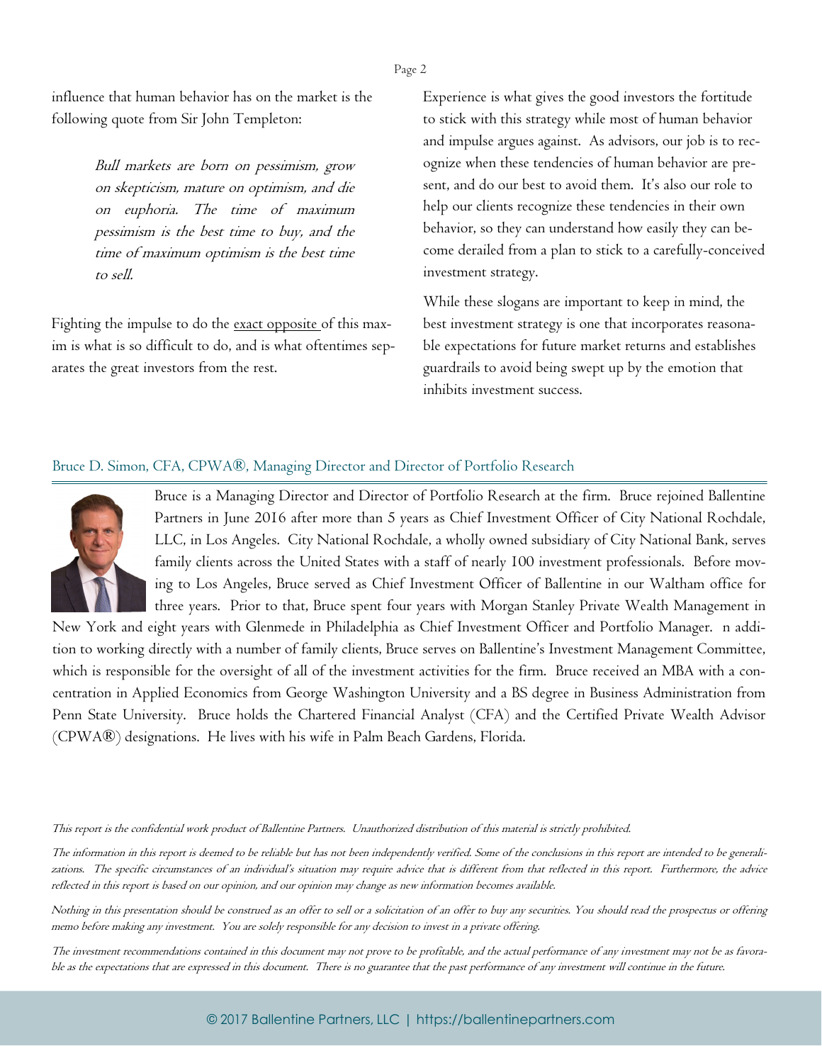influence that human behavior has on the market is the following quote from Sir John Templeton:

> *Bull markets are born on pessimism, grow on skepticism, mature on optimism, and die on euphoria. The time of maximum pessimism is the best time to buy, and the time of maximum optimism is the best time to sell.*

Fighting the impulse to do the exact opposite of this maxim is what is so difficult to do, and is what oftentimes separates the great investors from the rest.

Experience is what gives the good investors the fortitude to stick with this strategy while most of human behavior and impulse argues against. As advisors, our job is to recognize when these tendencies of human behavior are present, and do our best to avoid them. It's also our role to help our clients recognize these tendencies in their own behavior, so they can understand how easily they can become derailed from a plan to stick to a carefully-conceived investment strategy.

While these slogans are important to keep in mind, the best investment strategy is one that incorporates reasonable expectations for future market returns and establishes guardrails to avoid being swept up by the emotion that inhibits investment success.

## Bruce D. Simon, CFA, CPWA®, Managing Director and Director of Portfolio Research

Bruce is a Managing Director and Director of Portfolio Research at the firm. Bruce rejoined Ballentine Partners in June 2016 after more than 5 years as Chief Investment Officer of City National Rochdale, LLC, in Los Angeles. City National Rochdale, a wholly owned subsidiary of City National Bank, serves family clients across the United States with a staff of nearly 100 investment professionals. Before moving to Los Angeles, Bruce served as Chief Investment Officer of Ballentine in our Waltham office for three years. Prior to that, Bruce spent four years with Morgan Stanley Private Wealth Management in New York and eight years with Glenmede in Philadelphia as Chief Investment Officer and Portfolio Manager. n addition to working directly with a number of family clients, Bruce serves on Ballentine's Investment Management Committee, which is responsible for the oversight of all of the investment activities for the firm. Bruce received an MBA with a concentration in Applied Economics from George Washington University and a BS degree in Business Administration from Penn State University. Bruce holds the Chartered Financial Analyst (CFA) and the Certified Private Wealth Advisor (CPWA®) designations. He lives with his wife in Palm Beach Gardens, Florida.

*This report is the confidential work product of Ballentine Partners. Unauthorized distribution of this material is strictly prohibited.*

*The information in this report is deemed to be reliable but has not been independently verified. Some of the conclusions in this report are intended to be generalizations. The specific circumstances of an individual's situation may require advice that is different from that reflected in this report. Furthermore, the advice reflected in this report is based on our opinion, and our opinion may change as new information becomes available.*

*Nothing in this presentation should be construed as an offer to sell or a solicitation of an offer to buy any securities. You should read the prospectus or offering memo before making any investment. You are solely responsible for any decision to invest in a private offering.*

*The investment recommendations contained in this document may not prove to be profitable, and the actual performance of any investment may not be as favorable as the expectations that are expressed in this document. There is no guarantee that the past performance of any investment will continue in the future.*

© 2017 Ballentine Partners, LLC | https://ballentinepartners.com